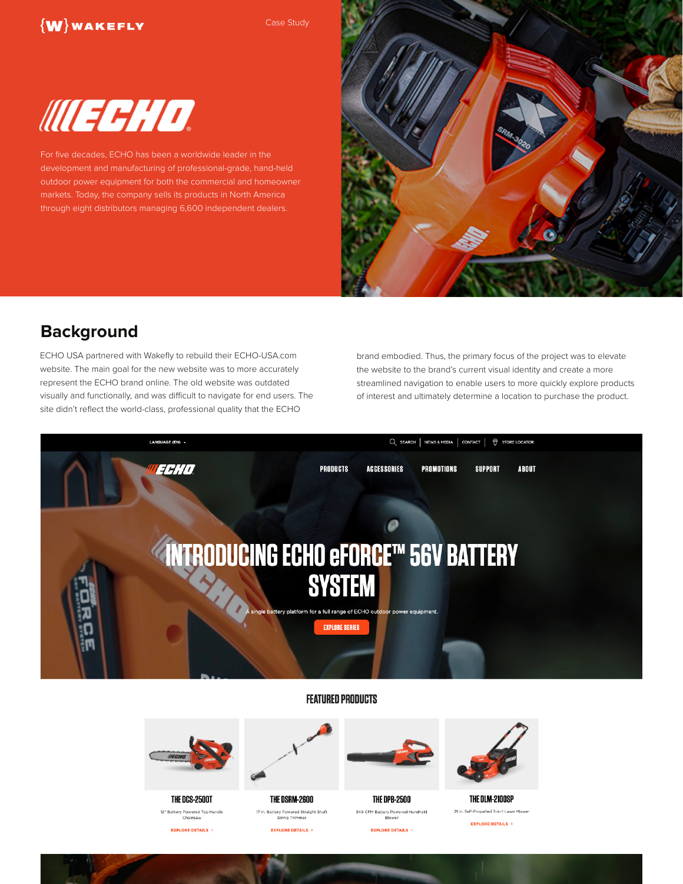{W} WAKEFLY

Case Study

# ECHO

For five decades, ECHO has been a worldwide leader in the development and manufacturing of professional-grade, hand-held outdoor power equipment for both the commercial and homeowner markets. Today, the company sells its products in North America through eight distributors managing 6,600 independent dealers.

## Background

ECHO USA partnered with Wakefly to rebuild their ECHO-USA.com website. The main goal for the new website was to more accurately represent the ECHO brand online. The old website was outdated visually and functionally, and was difficult to navigate for end users. The site didn't reflect the world-class, professional quality that the ECHO brand embodied. Thus, the primary focus of the project was to elevate the website to the brand's current visual identity and create a more streamlined navigation to enable users to more quickly explore products of interest and ultimately determine a location to purchase the product.

LANGUAGE (EN) | SEARCH | NEWS & MEDIA | CONTACT | STORE LOCATOR

PRODUCTS | ACCESSORIES | PROMOTIONS | SUPPORT | ABOUT

INTRODUCING ECHO eFORCE™ 56V BATTERY SYSTEM

A single battery platform for a full range of ECHO outdoor power equipment.

EXPLORE SERIES

FEATURED PRODUCTS

**THE DCS-2500T**
12" Battery Powered Top Handle Chainsaw
EXPLORE DETAILS ›

**THE DSRM-2600**
17 in. Battery Powered Straight Shaft String Trimmer
EXPLORE DETAILS ›

**THE DPB-2500**
549 CFM Battery Powered Handheld Blower
EXPLORE DETAILS ›

**THE DLM-2100SP**
21 in. Self-Propelled 3-in-1 Lawn Mower
EXPLORE DETAILS ›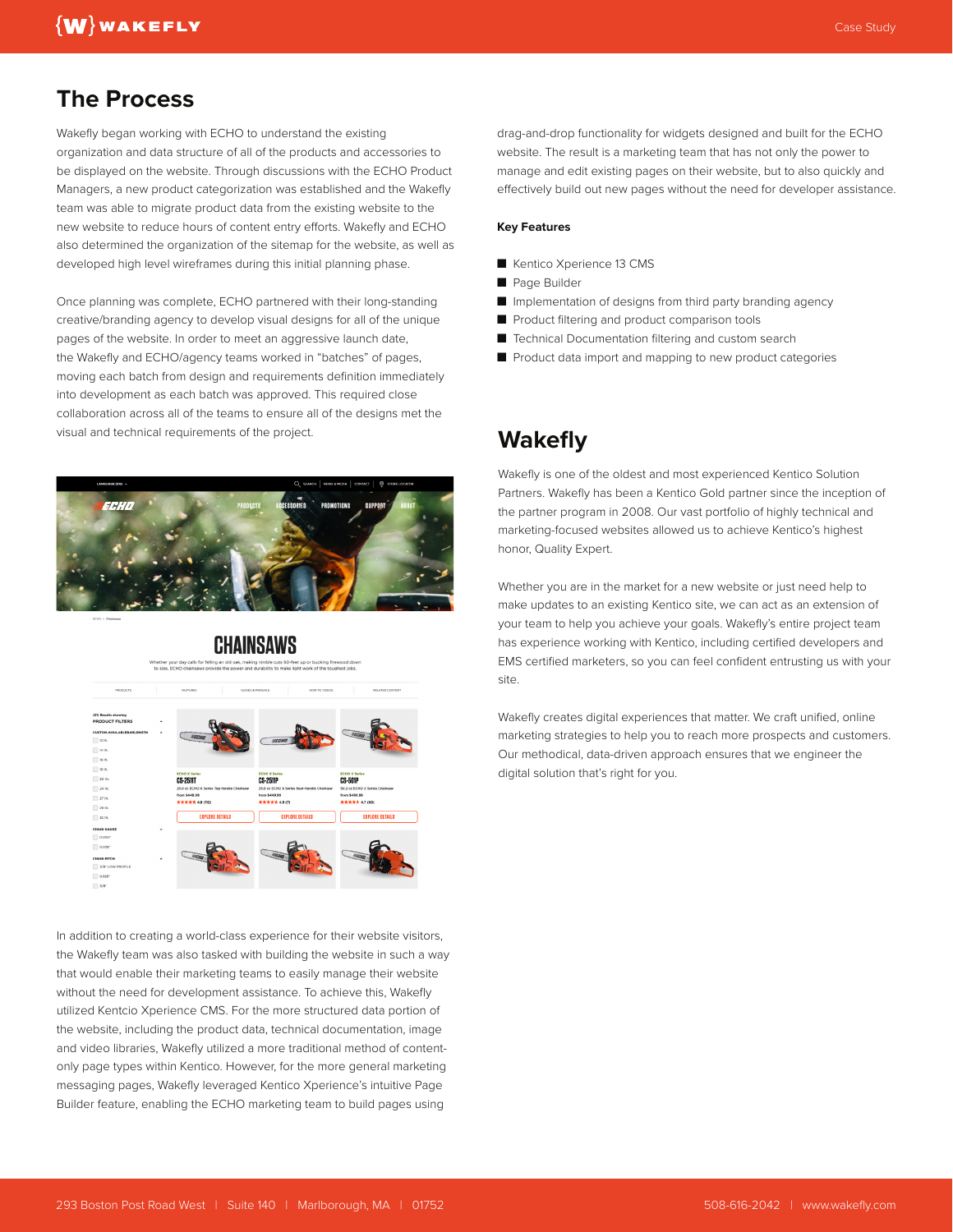## The Process

Wakefly began working with ECHO to understand the existing organization and data structure of all of the products and accessories to be displayed on the website. Through discussions with the ECHO Product Managers, a new product categorization was established and the Wakefly team was able to migrate product data from the existing website to the new website to reduce hours of content entry efforts. Wakefly and ECHO also determined the organization of the sitemap for the website, as well as developed high level wireframes during this initial planning phase.

Once planning was complete, ECHO partnered with their long-standing creative/branding agency to develop visual designs for all of the unique pages of the website. In order to meet an aggressive launch date, the Wakefly and ECHO/agency teams worked in "batches" of pages, moving each batch from design and requirements definition immediately into development as each batch was approved. This required close collaboration across all of the teams to ensure all of the designs met the visual and technical requirements of the project.

In addition to creating a world-class experience for their website visitors, the Wakefly team was also tasked with building the website in such a way that would enable their marketing teams to easily manage their website without the need for development assistance. To achieve this, Wakefly utilized Kentcio Xperience CMS. For the more structured data portion of the website, including the product data, technical documentation, image and video libraries, Wakefly utilized a more traditional method of content-only page types within Kentico. However, for the more general marketing messaging pages, Wakefly leveraged Kentico Xperience's intuitive Page Builder feature, enabling the ECHO marketing team to build pages using drag-and-drop functionality for widgets designed and built for the ECHO website. The result is a marketing team that has not only the power to manage and edit existing pages on their website, but to also quickly and effectively build out new pages without the need for developer assistance.

**Key Features**

- Kentico Xperience 13 CMS
- Page Builder
- Implementation of designs from third party branding agency
- Product filtering and product comparison tools
- Technical Documentation filtering and custom search
- Product data import and mapping to new product categories

## Wakefly

Wakefly is one of the oldest and most experienced Kentico Solution Partners. Wakefly has been a Kentico Gold partner since the inception of the partner program in 2008. Our vast portfolio of highly technical and marketing-focused websites allowed us to achieve Kentico's highest honor, Quality Expert.

Whether you are in the market for a new website or just need help to make updates to an existing Kentico site, we can act as an extension of your team to help you achieve your goals. Wakefly's entire project team has experience working with Kentico, including certified developers and EMS certified marketers, so you can feel confident entrusting us with your site.

Wakefly creates digital experiences that matter. We craft unified, online marketing strategies to help you to reach more prospects and customers. Our methodical, data-driven approach ensures that we engineer the digital solution that's right for you.